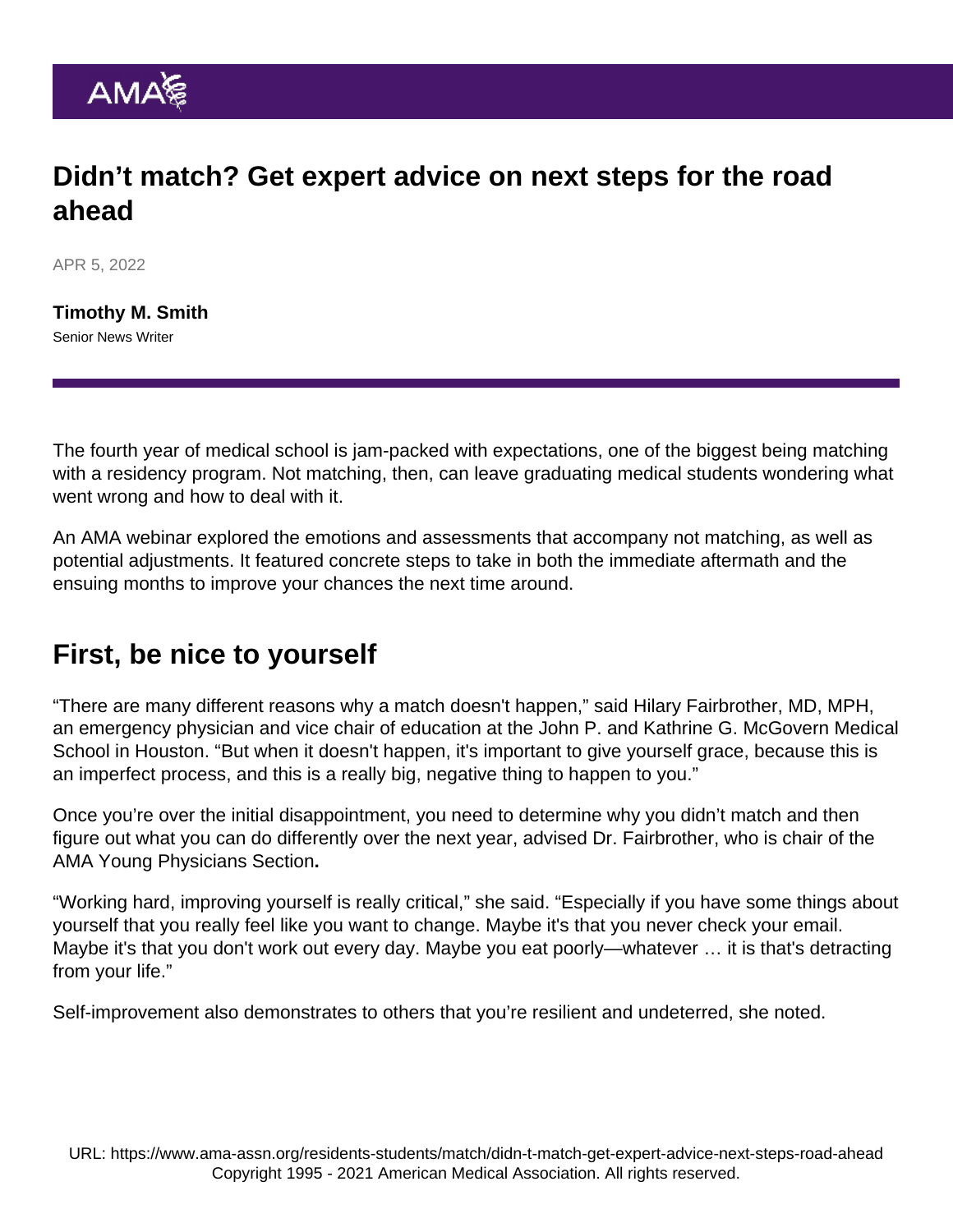AMA

# Didn’t match? Get expert advice on next steps for the road ahead

APR 5, 2022

**Timothy M. Smith**
Senior News Writer

The fourth year of medical school is jam-packed with expectations, one of the biggest being matching with a residency program. Not matching, then, can leave graduating medical students wondering what went wrong and how to deal with it.

An AMA webinar explored the emotions and assessments that accompany not matching, as well as potential adjustments. It featured concrete steps to take in both the immediate aftermath and the ensuing months to improve your chances the next time around.

## First, be nice to yourself

“There are many different reasons why a match doesn't happen,” said Hilary Fairbrother, MD, MPH, an emergency physician and vice chair of education at the John P. and Kathrine G. McGovern Medical School in Houston. “But when it doesn't happen, it's important to give yourself grace, because this is an imperfect process, and this is a really big, negative thing to happen to you.”

Once you’re over the initial disappointment, you need to determine why you didn’t match and then figure out what you can do differently over the next year, advised Dr. Fairbrother, who is chair of the AMA Young Physicians Section**.**

“Working hard, improving yourself is really critical,” she said. “Especially if you have some things about yourself that you really feel like you want to change. Maybe it's that you never check your email. Maybe it's that you don't work out every day. Maybe you eat poorly—whatever … it is that's detracting from your life.”

Self-improvement also demonstrates to others that you’re resilient and undeterred, she noted.

URL: https://www.ama-assn.org/residents-students/match/didn-t-match-get-expert-advice-next-steps-road-ahead
Copyright 1995 - 2021 American Medical Association. All rights reserved.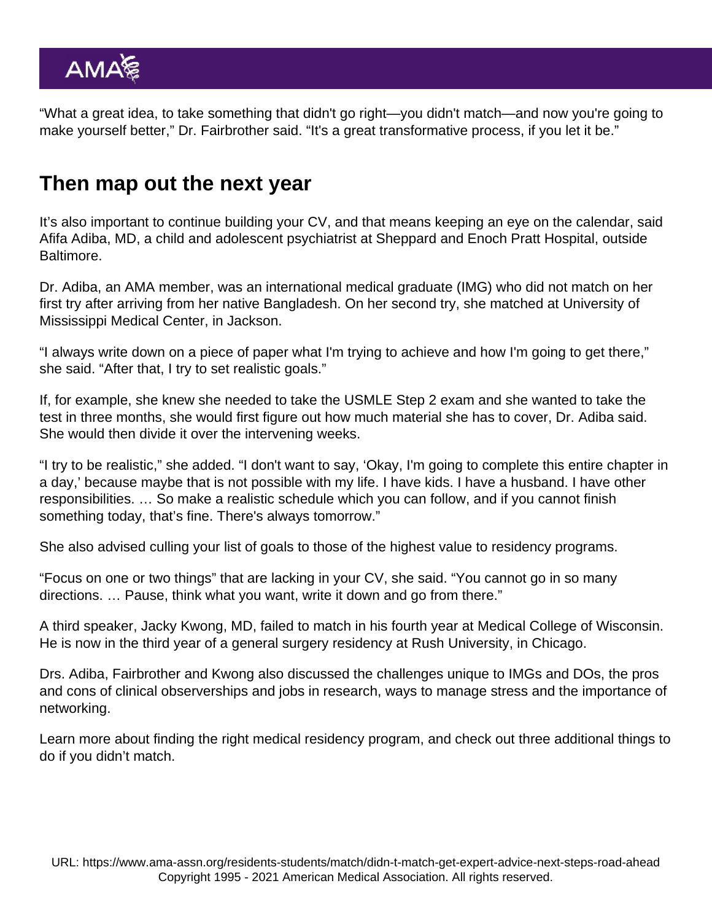"What a great idea, to take something that didn't go right—you didn't match—and now you're going to make yourself better," Dr. Fairbrother said. "It's a great transformative process, if you let it be."

## Then map out the next year

It's also important to continue building your CV, and that means keeping an eye on the calendar, said Afifa Adiba, MD, a child and adolescent psychiatrist at Sheppard and Enoch Pratt Hospital, outside Baltimore.

Dr. Adiba, an AMA member, was an international medical graduate (IMG) who did not match on her first try after arriving from her native Bangladesh. On her second try, she matched at University of Mississippi Medical Center, in Jackson.

"I always write down on a piece of paper what I'm trying to achieve and how I'm going to get there," she said. "After that, I try to set realistic goals."

If, for example, she knew she needed to take the USMLE Step 2 exam and she wanted to take the test in three months, she would first figure out how much material she has to cover, Dr. Adiba said. She would then divide it over the intervening weeks.

"I try to be realistic," she added. "I don't want to say, 'Okay, I'm going to complete this entire chapter in a day,' because maybe that is not possible with my life. I have kids. I have a husband. I have other responsibilities. … So make a realistic schedule which you can follow, and if you cannot finish something today, that's fine. There's always tomorrow."

She also advised culling your list of goals to those of the highest value to residency programs.

"Focus on one or two things" that are lacking in your CV, she said. "You cannot go in so many directions. … Pause, think what you want, write it down and go from there."

A third speaker, Jacky Kwong, MD, failed to match in his fourth year at Medical College of Wisconsin. He is now in the third year of a general surgery residency at Rush University, in Chicago.

Drs. Adiba, Fairbrother and Kwong also discussed the challenges unique to IMGs and DOs, the pros and cons of clinical observerships and jobs in research, ways to manage stress and the importance of networking.

Learn more about finding the right medical residency program, and check out three additional things to do if you didn't match.